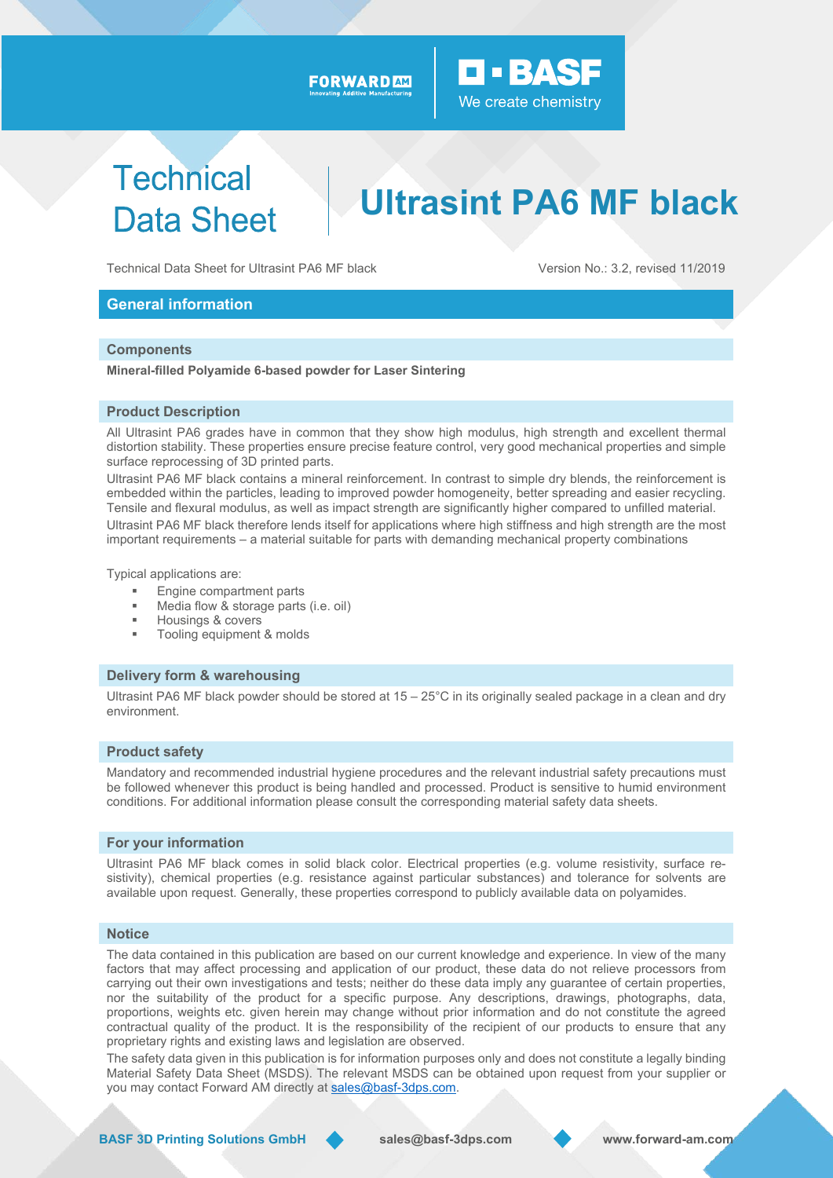# Technical Data Sheet

# Ultrasint PA6 MF black

Technical Data Sheet for Ultrasint PA6 MF black

Version No.: 3.2, revised 11/2019

## General information

### Components

**Mineral-filled Polyamide 6-based powder for Laser Sintering**

### Product Description

All Ultrasint PA6 grades have in common that they show high modulus, high strength and excellent thermal distortion stability. These properties ensure precise feature control, very good mechanical properties and simple surface reprocessing of 3D printed parts.

Ultrasint PA6 MF black contains a mineral reinforcement. In contrast to simple dry blends, the reinforcement is embedded within the particles, leading to improved powder homogeneity, better spreading and easier recycling. Tensile and flexural modulus, as well as impact strength are significantly higher compared to unfilled material.

Ultrasint PA6 MF black therefore lends itself for applications where high stiffness and high strength are the most important requirements – a material suitable for parts with demanding mechanical property combinations

Typical applications are:

- Engine compartment parts
- Media flow & storage parts (i.e. oil)
- Housings & covers
- Tooling equipment & molds

### Delivery form & warehousing

Ultrasint PA6 MF black powder should be stored at 15 – 25°C in its originally sealed package in a clean and dry environment.

### Product safety

Mandatory and recommended industrial hygiene procedures and the relevant industrial safety precautions must be followed whenever this product is being handled and processed. Product is sensitive to humid environment conditions. For additional information please consult the corresponding material safety data sheets.

### For your information

Ultrasint PA6 MF black comes in solid black color. Electrical properties (e.g. volume resistivity, surface resistivity), chemical properties (e.g. resistance against particular substances) and tolerance for solvents are available upon request. Generally, these properties correspond to publicly available data on polyamides.

### Notice

The data contained in this publication are based on our current knowledge and experience. In view of the many factors that may affect processing and application of our product, these data do not relieve processors from carrying out their own investigations and tests; neither do these data imply any guarantee of certain properties, nor the suitability of the product for a specific purpose. Any descriptions, drawings, photographs, data, proportions, weights etc. given herein may change without prior information and do not constitute the agreed contractual quality of the product. It is the responsibility of the recipient of our products to ensure that any proprietary rights and existing laws and legislation are observed.

The safety data given in this publication is for information purposes only and does not constitute a legally binding Material Safety Data Sheet (MSDS). The relevant MSDS can be obtained upon request from your supplier or you may contact Forward AM directly at sales@basf-3dps.com.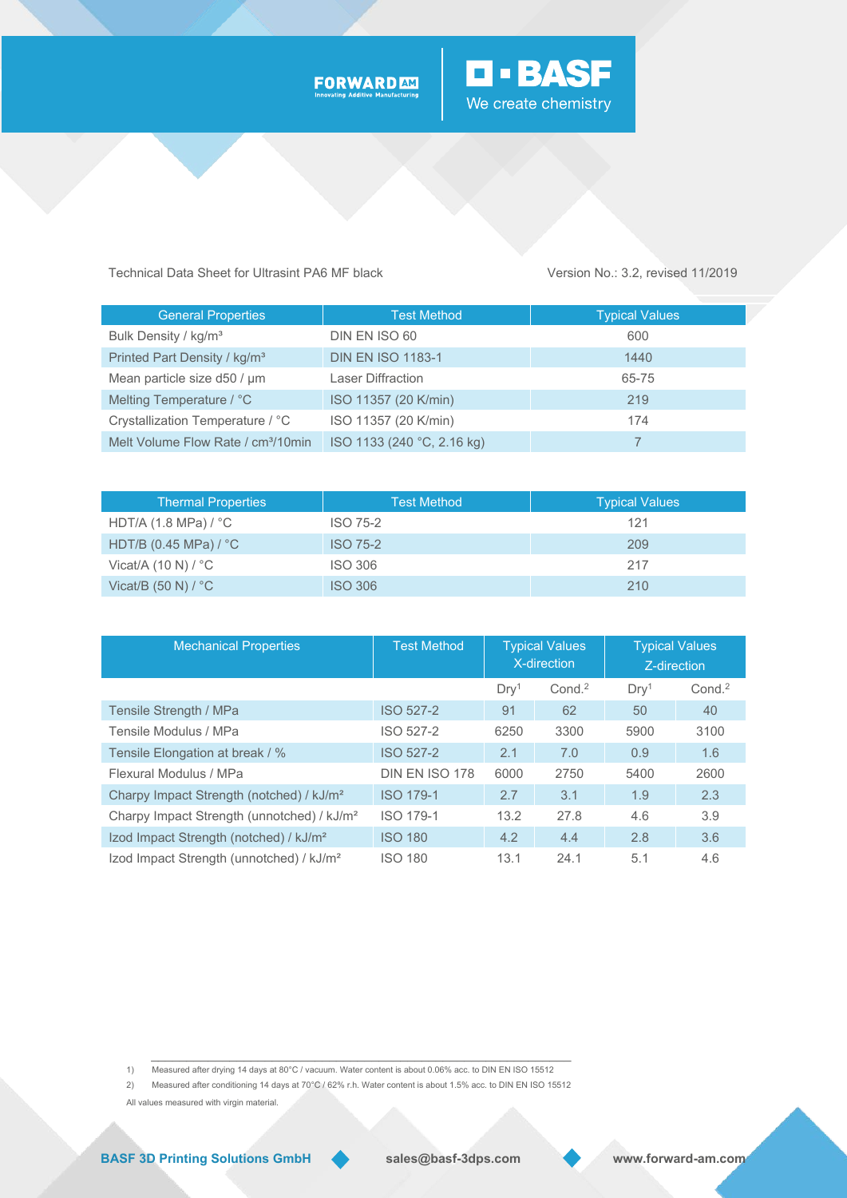Technical Data Sheet for Ultrasint PA6 MF black

Version No.: 3.2, revised 11/2019

| General Properties | Test Method | Typical Values |
|---|---|---|
| Bulk Density / kg/m³ | DIN EN ISO 60 | 600 |
| Printed Part Density / kg/m³ | DIN EN ISO 1183-1 | 1440 |
| Mean particle size d50 / µm | Laser Diffraction | 65-75 |
| Melting Temperature / °C | ISO 11357 (20 K/min) | 219 |
| Crystallization Temperature / °C | ISO 11357 (20 K/min) | 174 |
| Melt Volume Flow Rate / cm³/10min | ISO 1133 (240 °C, 2.16 kg) | 7 |

| Thermal Properties | Test Method | Typical Values |
|---|---|---|
| HDT/A (1.8 MPa) / °C | ISO 75-2 | 121 |
| HDT/B (0.45 MPa) / °C | ISO 75-2 | 209 |
| Vicat/A (10 N) / °C | ISO 306 | 217 |
| Vicat/B (50 N) / °C | ISO 306 | 210 |

| Mechanical Properties | Test Method | Typical Values X-direction | | Typical Values Z-direction | |
|---|---|---|---|---|---|
| | | Dry[1] | Cond.[2] | Dry[1] | Cond.[2] |
| Tensile Strength / MPa | ISO 527-2 | 91 | 62 | 50 | 40 |
| Tensile Modulus / MPa | ISO 527-2 | 6250 | 3300 | 5900 | 3100 |
| Tensile Elongation at break / % | ISO 527-2 | 2.1 | 7.0 | 0.9 | 1.6 |
| Flexural Modulus / MPa | DIN EN ISO 178 | 6000 | 2750 | 5400 | 2600 |
| Charpy Impact Strength (notched) / kJ/m² | ISO 179-1 | 2.7 | 3.1 | 1.9 | 2.3 |
| Charpy Impact Strength (unnotched) / kJ/m² | ISO 179-1 | 13.2 | 27.8 | 4.6 | 3.9 |
| Izod Impact Strength (notched) / kJ/m² | ISO 180 | 4.2 | 4.4 | 2.8 | 3.6 |
| Izod Impact Strength (unnotched) / kJ/m² | ISO 180 | 13.1 | 24.1 | 5.1 | 4.6 |

1) Measured after drying 14 days at 80°C / vacuum. Water content is about 0.06% acc. to DIN EN ISO 15512

2) Measured after conditioning 14 days at 70°C / 62% r.h. Water content is about 1.5% acc. to DIN EN ISO 15512

All values measured with virgin material.

**BASF 3D Printing Solutions GmbH** | **sales@basf-3dps.com** | **www.forward-am.com**